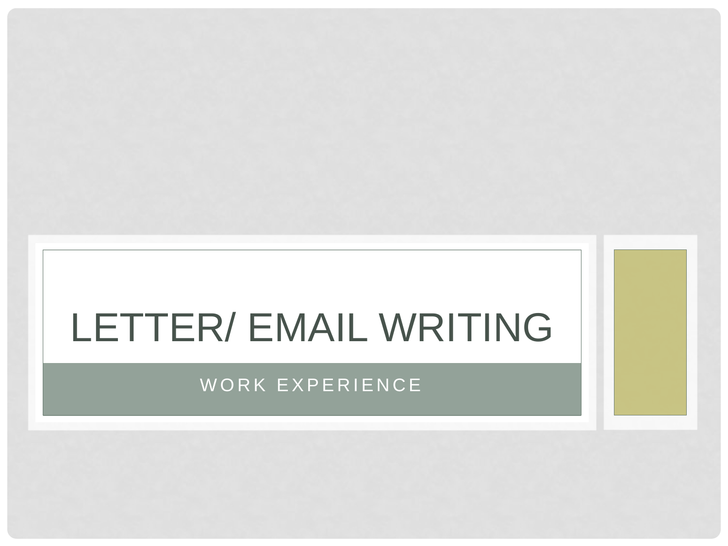# LETTER/ EMAIL WRITING

WORK EXPERIENCE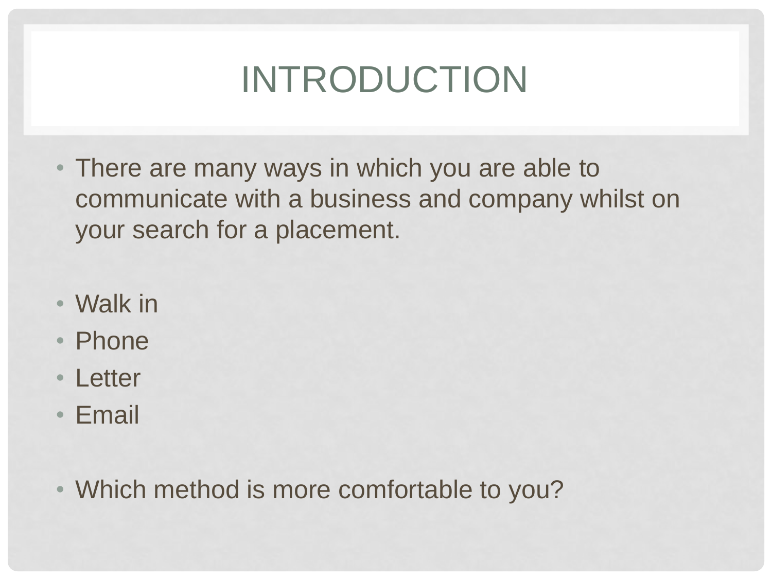# INTRODUCTION

- There are many ways in which you are able to communicate with a business and company whilst on your search for a placement.

- Walk in
- Phone
- Letter
- Email

- Which method is more comfortable to you?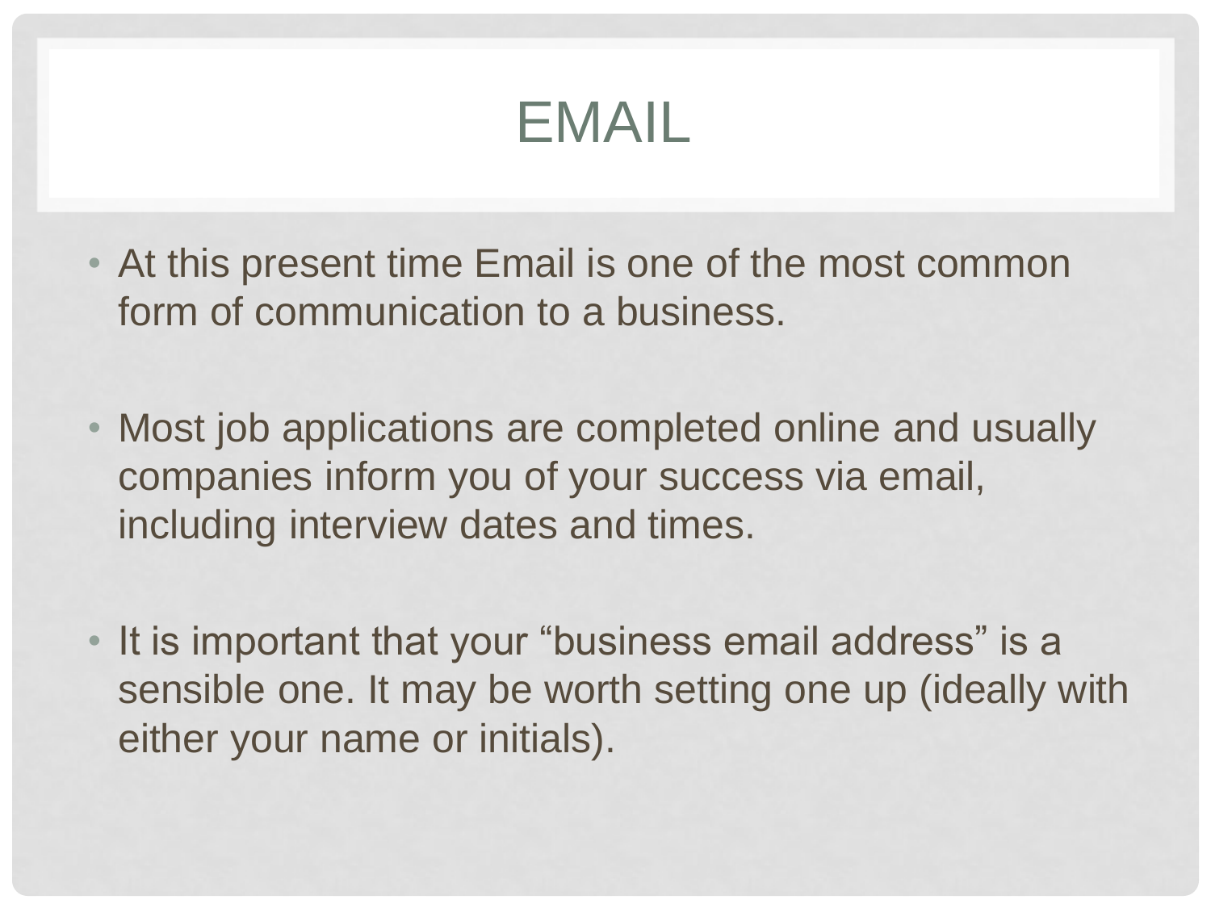# EMAIL

- At this present time Email is one of the most common form of communication to a business.
- Most job applications are completed online and usually companies inform you of your success via email, including interview dates and times.
- It is important that your “business email address” is a sensible one. It may be worth setting one up (ideally with either your name or initials).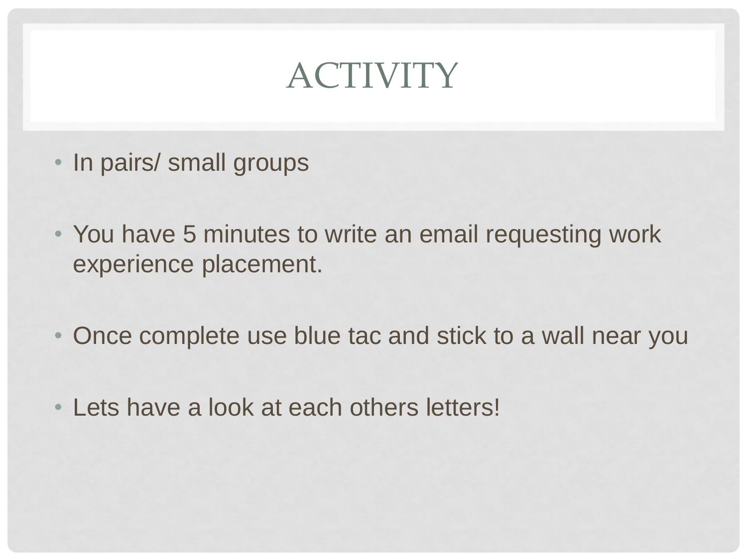# ACTIVITY

- In pairs/ small groups
- You have 5 minutes to write an email requesting work experience placement.
- Once complete use blue tac and stick to a wall near you
- Lets have a look at each others letters!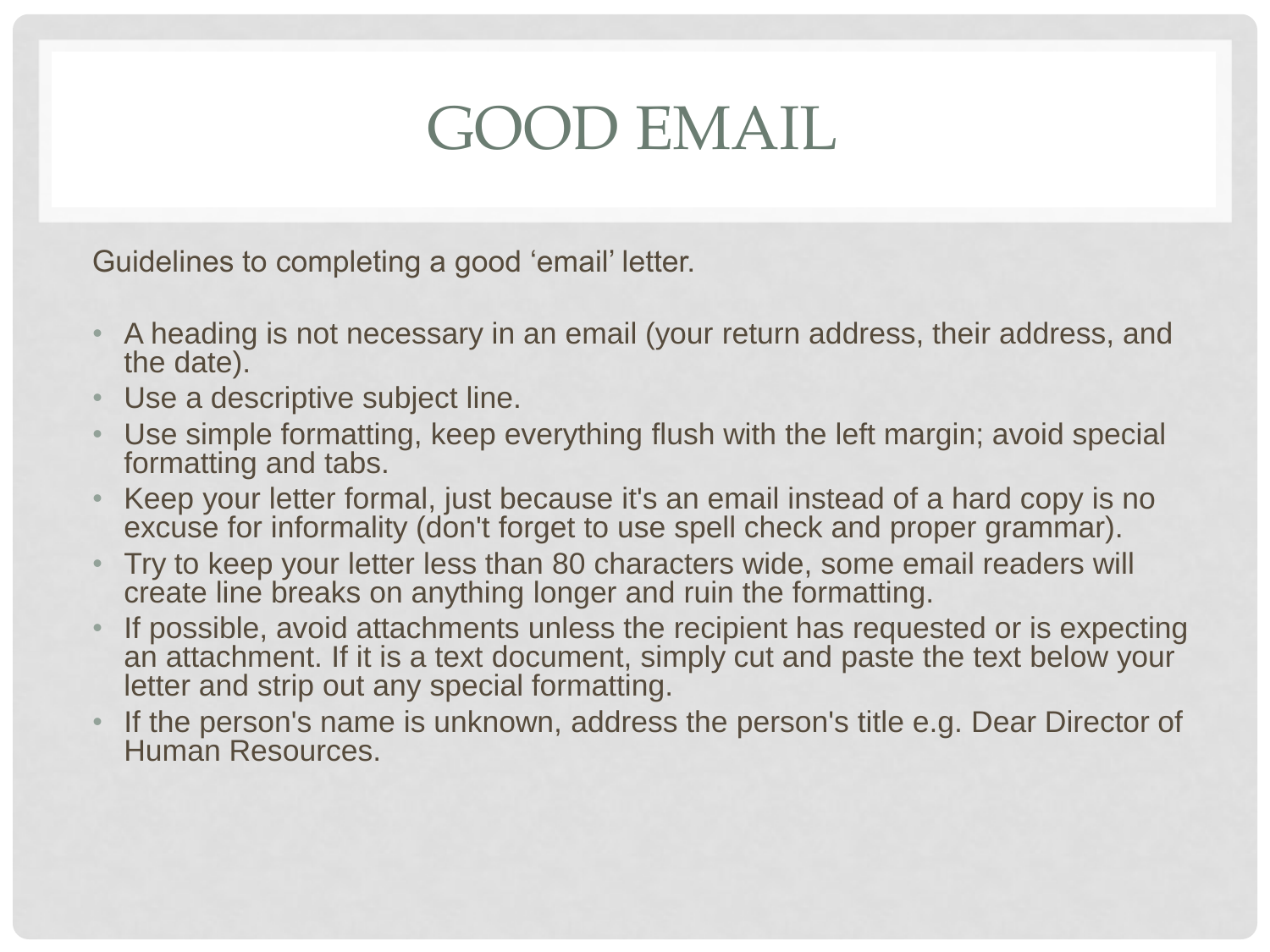# GOOD EMAIL

Guidelines to completing a good ‘email’ letter.

- A heading is not necessary in an email (your return address, their address, and the date).
- Use a descriptive subject line.
- Use simple formatting, keep everything flush with the left margin; avoid special formatting and tabs.
- Keep your letter formal, just because it's an email instead of a hard copy is no excuse for informality (don't forget to use spell check and proper grammar).
- Try to keep your letter less than 80 characters wide, some email readers will create line breaks on anything longer and ruin the formatting.
- If possible, avoid attachments unless the recipient has requested or is expecting an attachment. If it is a text document, simply cut and paste the text below your letter and strip out any special formatting.
- If the person's name is unknown, address the person's title e.g. Dear Director of Human Resources.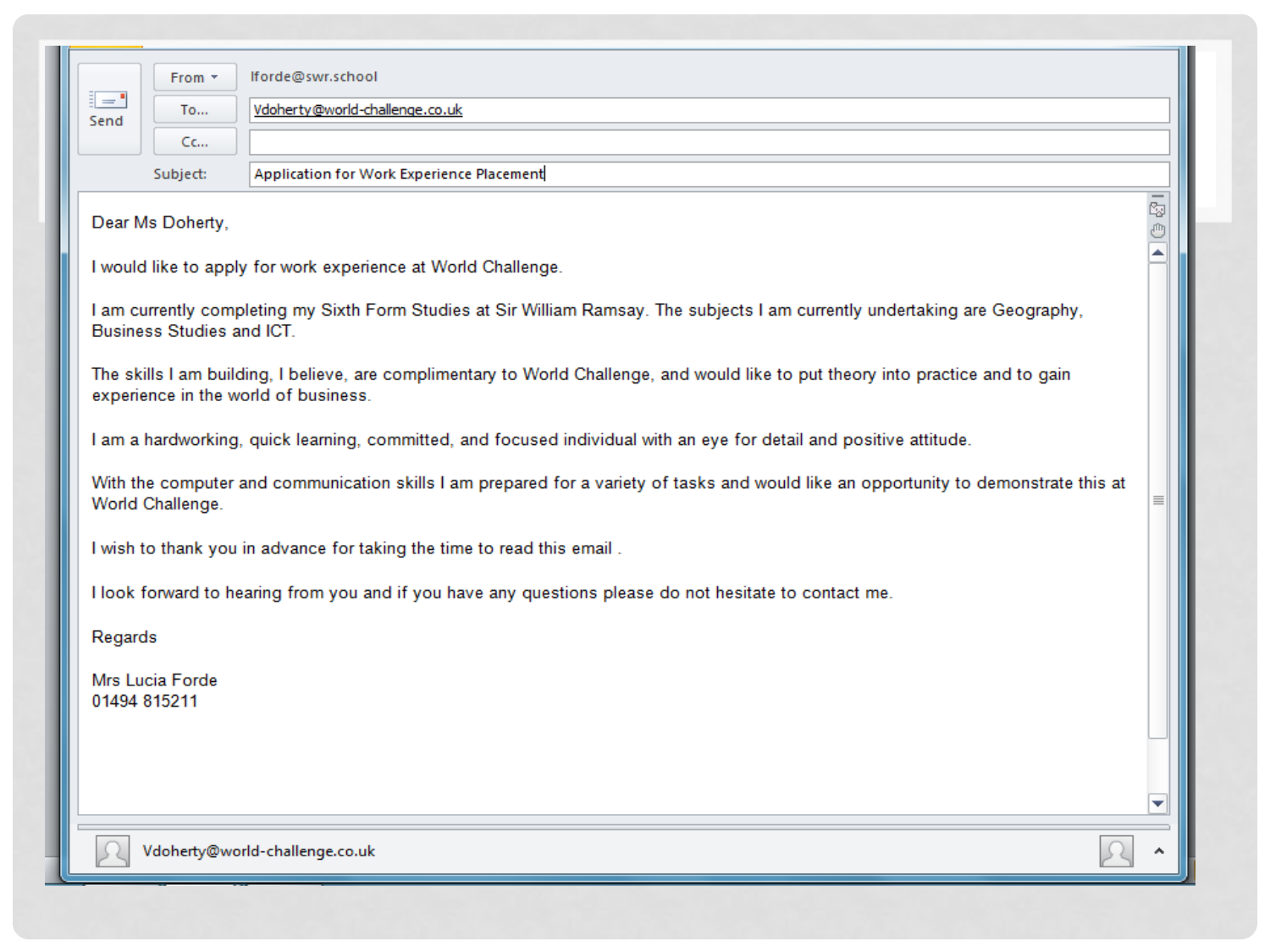From: lforde@swr.school

To: Vdoherty@world-challenge.co.uk

Cc:

Subject: Application for Work Experience Placement

Dear Ms Doherty,

I would like to apply for work experience at World Challenge.

I am currently completing my Sixth Form Studies at Sir William Ramsay. The subjects I am currently undertaking are Geography, Business Studies and ICT.

The skills I am building, I believe, are complimentary to World Challenge, and would like to put theory into practice and to gain experience in the world of business.

I am a hardworking, quick learning, committed, and focused individual with an eye for detail and positive attitude.

With the computer and communication skills I am prepared for a variety of tasks and would like an opportunity to demonstrate this at World Challenge.

I wish to thank you in advance for taking the time to read this email .

I look forward to hearing from you and if you have any questions please do not hesitate to contact me.

Regards

Mrs Lucia Forde
01494 815211

Vdoherty@world-challenge.co.uk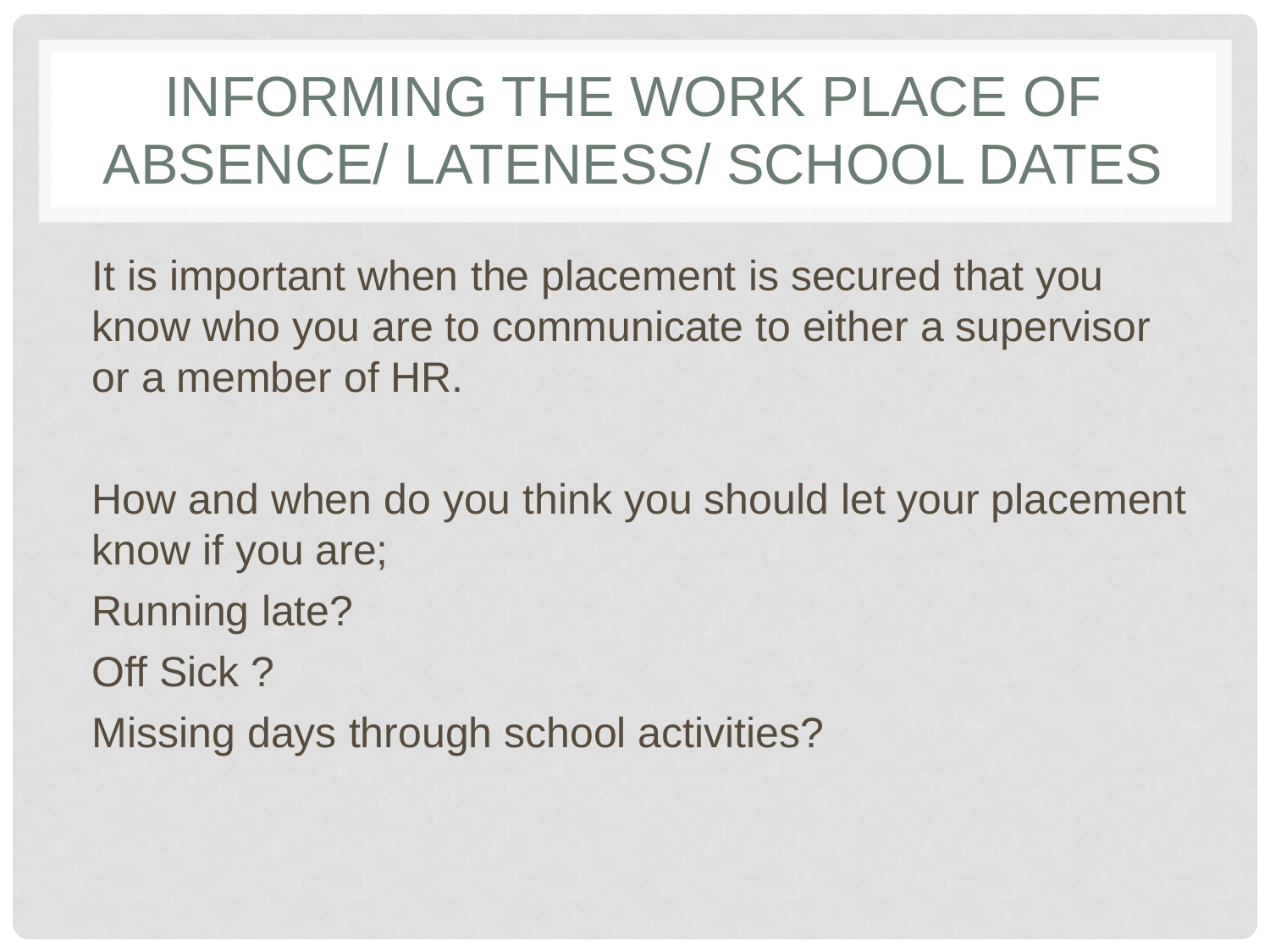# INFORMING THE WORK PLACE OF ABSENCE/ LATENESS/ SCHOOL DATES

It is important when the placement is secured that you know who you are to communicate to either a supervisor or a member of HR.

How and when do you think you should let your placement know if you are;

Running late?

Off Sick ?

Missing days through school activities?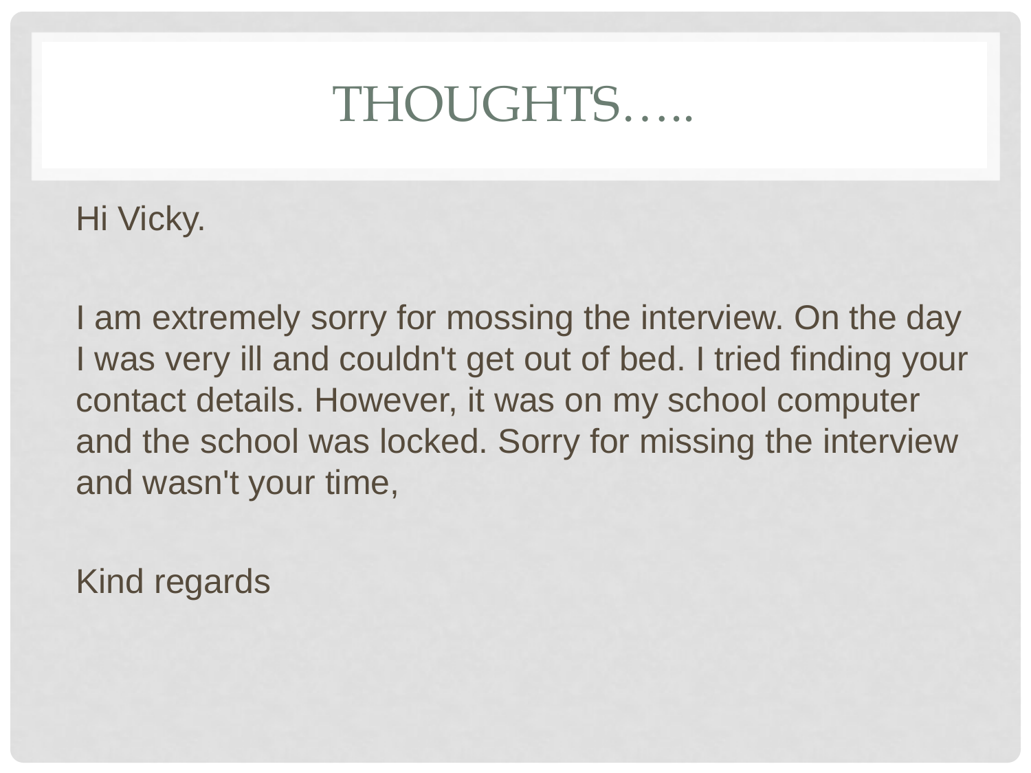# THOUGHTS…..

Hi Vicky.

I am extremely sorry for mossing the interview. On the day I was very ill and couldn't get out of bed. I tried finding your contact details. However, it was on my school computer and the school was locked. Sorry for missing the interview and wasn't your time,

Kind regards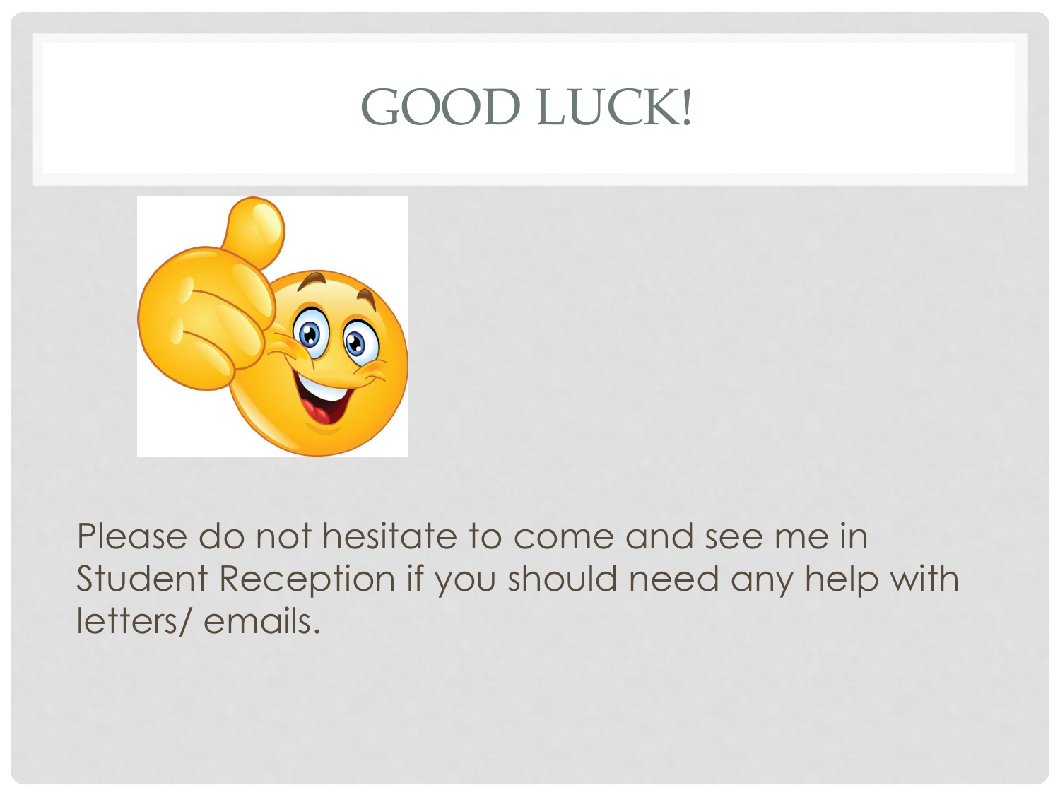# GOOD LUCK!

Please do not hesitate to come and see me in Student Reception if you should need any help with letters/ emails.